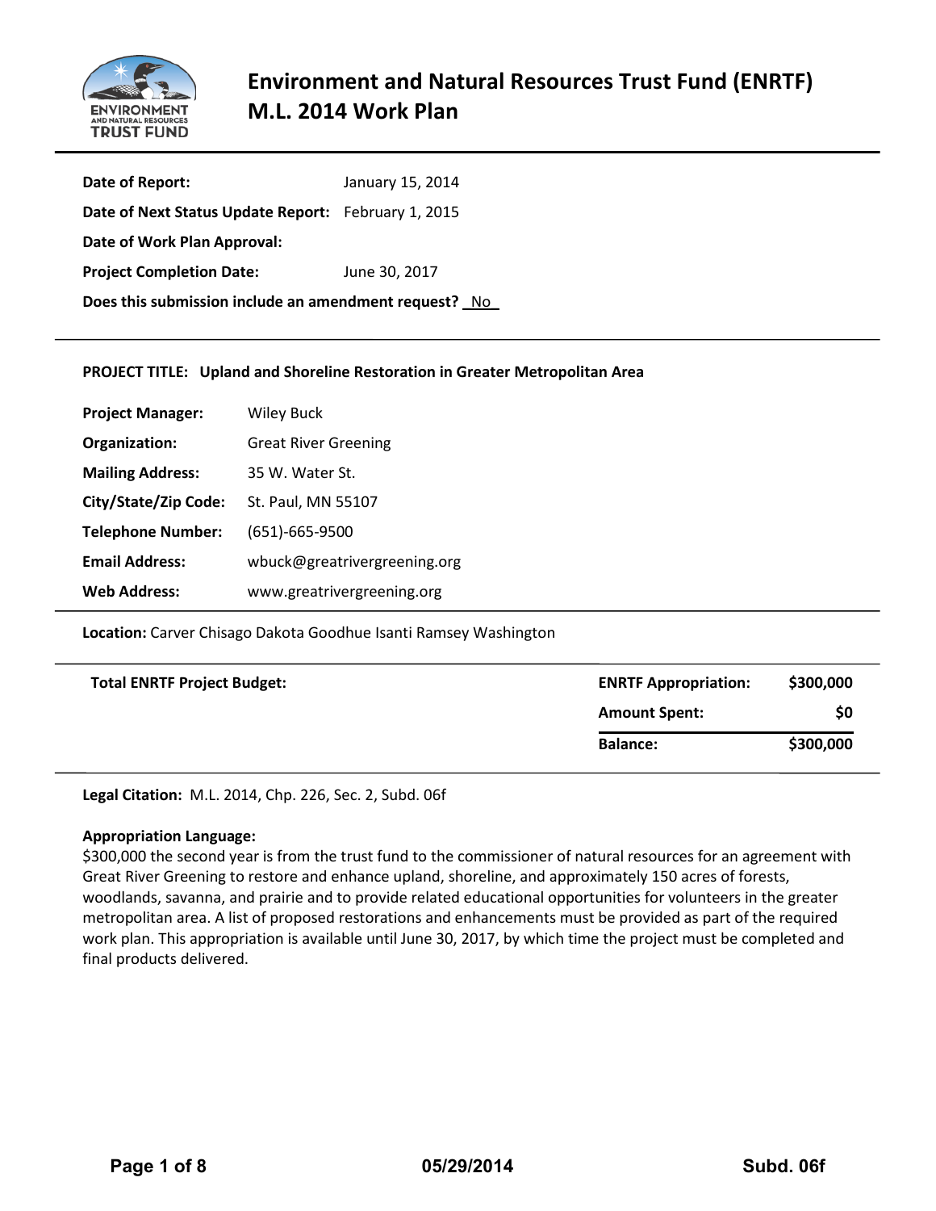# Environment and Natural Resources Trust Fund (ENRTF) M.L. 2014 Work Plan

**Date of Report:** January 15, 2014

**Date of Next Status Update Report:** February 1, 2015

**Date of Work Plan Approval:**

**Project Completion Date:** June 30, 2017

**Does this submission include an amendment request?** No

---

**PROJECT TITLE: Upland and Shoreline Restoration in Greater Metropolitan Area**

**Project Manager:** Wiley Buck

**Organization:** Great River Greening

**Mailing Address:** 35 W. Water St.

**City/State/Zip Code:** St. Paul, MN 55107

**Telephone Number:** (651)-665-9500

**Email Address:** wbuck@greatrivergreening.org

**Web Address:** www.greatrivergreening.org

---

**Location:** Carver Chisago Dakota Goodhue Isanti Ramsey Washington

---

| **Total ENRTF Project Budget:** | | |
|---|---|---|
| | **ENRTF Appropriation:** | **$300,000** |
| | **Amount Spent:** | **$0** |
| | **Balance:** | **$300,000** |

---

**Legal Citation:** M.L. 2014, Chp. 226, Sec. 2, Subd. 06f

**Appropriation Language:**
$300,000 the second year is from the trust fund to the commissioner of natural resources for an agreement with Great River Greening to restore and enhance upland, shoreline, and approximately 150 acres of forests, woodlands, savanna, and prairie and to provide related educational opportunities for volunteers in the greater metropolitan area. A list of proposed restorations and enhancements must be provided as part of the required work plan. This appropriation is available until June 30, 2017, by which time the project must be completed and final products delivered.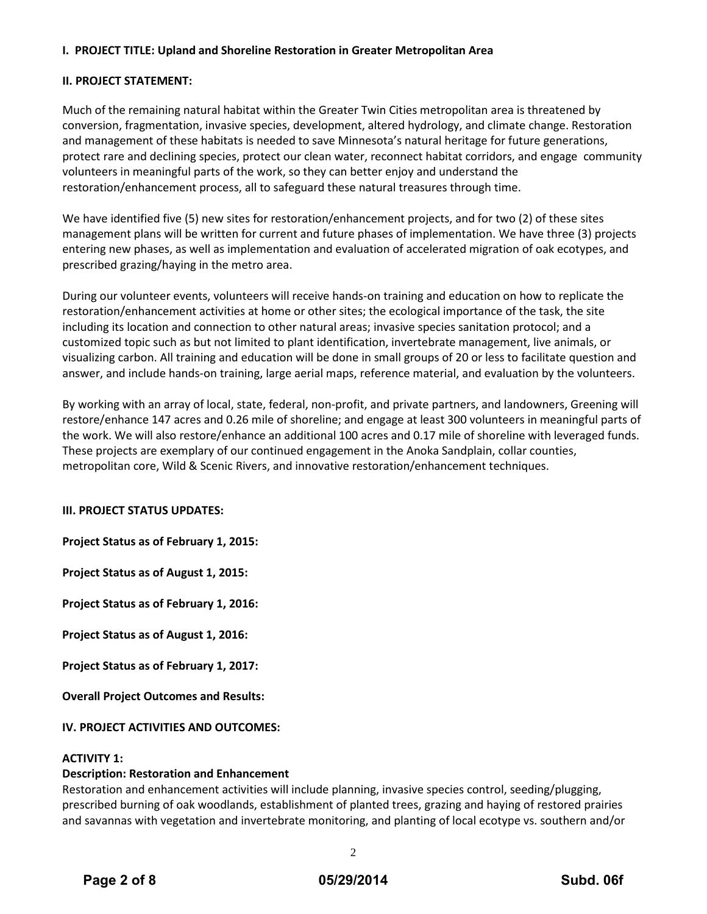**I. PROJECT TITLE: Upland and Shoreline Restoration in Greater Metropolitan Area**

**II. PROJECT STATEMENT:**

Much of the remaining natural habitat within the Greater Twin Cities metropolitan area is threatened by conversion, fragmentation, invasive species, development, altered hydrology, and climate change. Restoration and management of these habitats is needed to save Minnesota's natural heritage for future generations, protect rare and declining species, protect our clean water, reconnect habitat corridors, and engage community volunteers in meaningful parts of the work, so they can better enjoy and understand the restoration/enhancement process, all to safeguard these natural treasures through time.

We have identified five (5) new sites for restoration/enhancement projects, and for two (2) of these sites management plans will be written for current and future phases of implementation. We have three (3) projects entering new phases, as well as implementation and evaluation of accelerated migration of oak ecotypes, and prescribed grazing/haying in the metro area.

During our volunteer events, volunteers will receive hands-on training and education on how to replicate the restoration/enhancement activities at home or other sites; the ecological importance of the task, the site including its location and connection to other natural areas; invasive species sanitation protocol; and a customized topic such as but not limited to plant identification, invertebrate management, live animals, or visualizing carbon. All training and education will be done in small groups of 20 or less to facilitate question and answer, and include hands-on training, large aerial maps, reference material, and evaluation by the volunteers.

By working with an array of local, state, federal, non-profit, and private partners, and landowners, Greening will restore/enhance 147 acres and 0.26 mile of shoreline; and engage at least 300 volunteers in meaningful parts of the work. We will also restore/enhance an additional 100 acres and 0.17 mile of shoreline with leveraged funds. These projects are exemplary of our continued engagement in the Anoka Sandplain, collar counties, metropolitan core, Wild & Scenic Rivers, and innovative restoration/enhancement techniques.

**III. PROJECT STATUS UPDATES:**

**Project Status as of February 1, 2015:**

**Project Status as of August 1, 2015:**

**Project Status as of February 1, 2016:**

**Project Status as of August 1, 2016:**

**Project Status as of February 1, 2017:**

**Overall Project Outcomes and Results:**

**IV. PROJECT ACTIVITIES AND OUTCOMES:**

**ACTIVITY 1:**

**Description: Restoration and Enhancement**

Restoration and enhancement activities will include planning, invasive species control, seeding/plugging, prescribed burning of oak woodlands, establishment of planted trees, grazing and haying of restored prairies and savannas with vegetation and invertebrate monitoring, and planting of local ecotype vs. southern and/or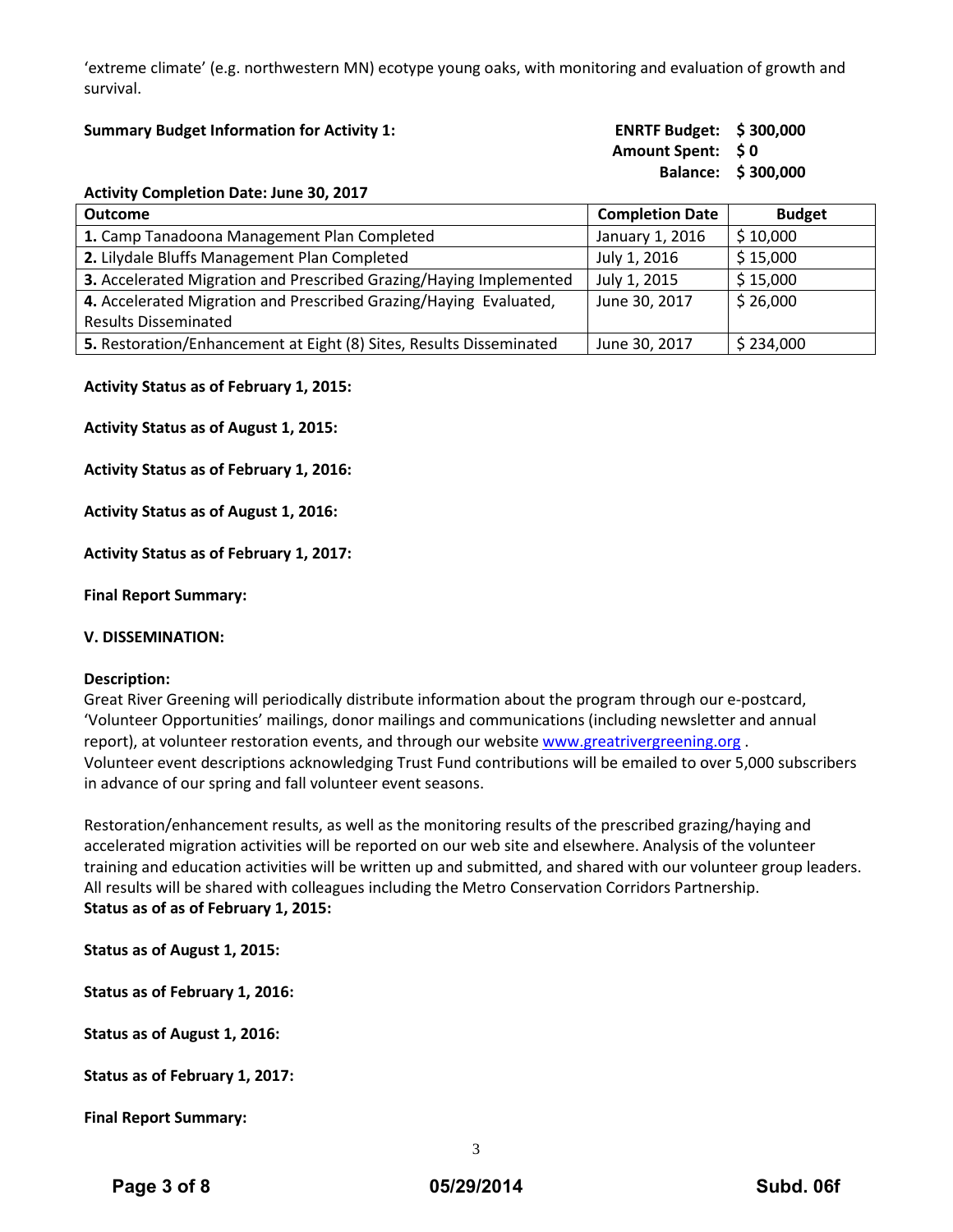'extreme climate' (e.g. northwestern MN) ecotype young oaks, with monitoring and evaluation of growth and survival.

**Summary Budget Information for Activity 1:**

**ENRTF Budget: $ 300,000**
**Amount Spent: $ 0**
**Balance: $ 300,000**

**Activity Completion Date: June 30, 2017**

| Outcome | Completion Date | Budget |
|---|---|---|
| **1.** Camp Tanadoona Management Plan Completed | January 1, 2016 | $ 10,000 |
| **2.** Lilydale Bluffs Management Plan Completed | July 1, 2016 | $ 15,000 |
| **3.** Accelerated Migration and Prescribed Grazing/Haying Implemented | July 1, 2015 | $ 15,000 |
| **4.** Accelerated Migration and Prescribed Grazing/Haying Evaluated, Results Disseminated | June 30, 2017 | $ 26,000 |
| **5.** Restoration/Enhancement at Eight (8) Sites, Results Disseminated | June 30, 2017 | $ 234,000 |

**Activity Status as of February 1, 2015:**

**Activity Status as of August 1, 2015:**

**Activity Status as of February 1, 2016:**

**Activity Status as of August 1, 2016:**

**Activity Status as of February 1, 2017:**

**Final Report Summary:**

**V. DISSEMINATION:**

**Description:**
Great River Greening will periodically distribute information about the program through our e-postcard, 'Volunteer Opportunities' mailings, donor mailings and communications (including newsletter and annual report), at volunteer restoration events, and through our website www.greatrivergreening.org . Volunteer event descriptions acknowledging Trust Fund contributions will be emailed to over 5,000 subscribers in advance of our spring and fall volunteer event seasons.

Restoration/enhancement results, as well as the monitoring results of the prescribed grazing/haying and accelerated migration activities will be reported on our web site and elsewhere. Analysis of the volunteer training and education activities will be written up and submitted, and shared with our volunteer group leaders. All results will be shared with colleagues including the Metro Conservation Corridors Partnership.
**Status as of as of February 1, 2015:**

**Status as of August 1, 2015:**

**Status as of February 1, 2016:**

**Status as of August 1, 2016:**

**Status as of February 1, 2017:**

**Final Report Summary:**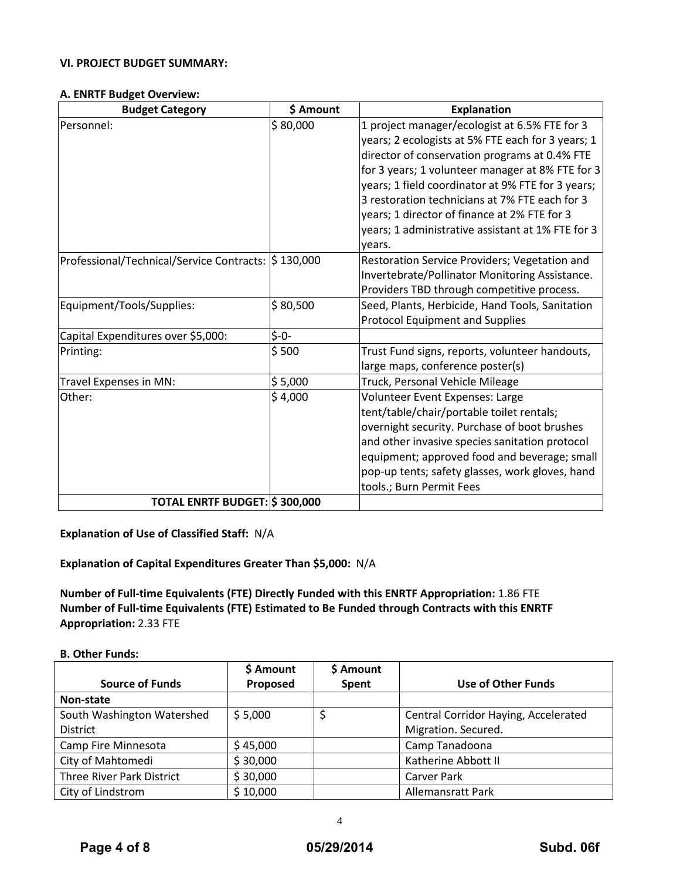**VI. PROJECT BUDGET SUMMARY:**

**A. ENRTF Budget Overview:**

| Budget Category | $ Amount | Explanation |
|---|---|---|
| Personnel: | $ 80,000 | 1 project manager/ecologist at 6.5% FTE for 3 years; 2 ecologists at 5% FTE each for 3 years; 1 director of conservation programs at 0.4% FTE for 3 years; 1 volunteer manager at 8% FTE for 3 years; 1 field coordinator at 9% FTE for 3 years; 3 restoration technicians at 7% FTE each for 3 years; 1 director of finance at 2% FTE for 3 years; 1 administrative assistant at 1% FTE for 3 years. |
| Professional/Technical/Service Contracts: | $ 130,000 | Restoration Service Providers; Vegetation and Invertebrate/Pollinator Monitoring Assistance. Providers TBD through competitive process. |
| Equipment/Tools/Supplies: | $ 80,500 | Seed, Plants, Herbicide, Hand Tools, Sanitation Protocol Equipment and Supplies |
| Capital Expenditures over $5,000: | $-0- | |
| Printing: | $ 500 | Trust Fund signs, reports, volunteer handouts, large maps, conference poster(s) |
| Travel Expenses in MN: | $ 5,000 | Truck, Personal Vehicle Mileage |
| Other: | $ 4,000 | Volunteer Event Expenses: Large tent/table/chair/portable toilet rentals; overnight security. Purchase of boot brushes and other invasive species sanitation protocol equipment; approved food and beverage; small pop-up tents; safety glasses, work gloves, hand tools.; Burn Permit Fees |
| **TOTAL ENRTF BUDGET:** | **$ 300,000** | |

**Explanation of Use of Classified Staff:** N/A

**Explanation of Capital Expenditures Greater Than $5,000:** N/A

**Number of Full-time Equivalents (FTE) Directly Funded with this ENRTF Appropriation:** 1.86 FTE
**Number of Full-time Equivalents (FTE) Estimated to Be Funded through Contracts with this ENRTF Appropriation:** 2.33 FTE

**B. Other Funds:**

| Source of Funds | $ Amount Proposed | $ Amount Spent | Use of Other Funds |
|---|---|---|---|
| **Non-state** | | | |
| South Washington Watershed District | $ 5,000 | $ | Central Corridor Haying, Accelerated Migration. Secured. |
| Camp Fire Minnesota | $ 45,000 | | Camp Tanadoona |
| City of Mahtomedi | $ 30,000 | | Katherine Abbott II |
| Three River Park District | $ 30,000 | | Carver Park |
| City of Lindstrom | $ 10,000 | | Allemansratt Park |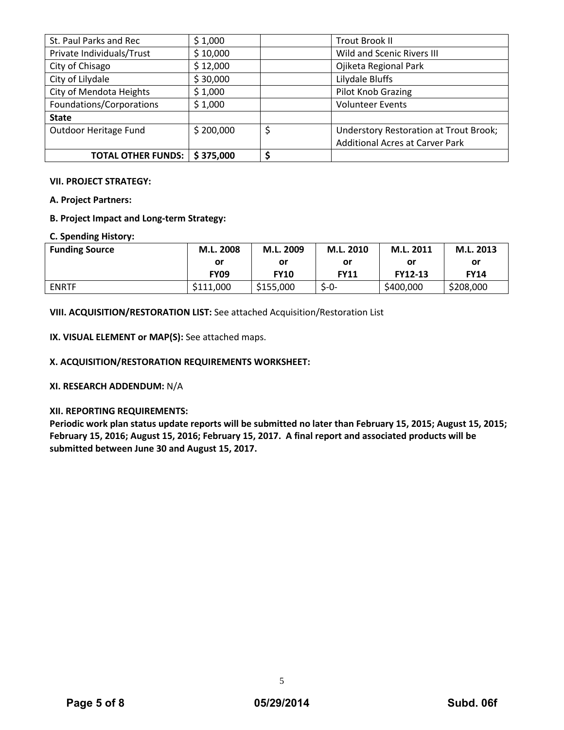| St. Paul Parks and Rec | \$ 1,000 | | Trout Brook II |
|---|---|---|---|
| Private Individuals/Trust | \$ 10,000 | | Wild and Scenic Rivers III |
| City of Chisago | \$ 12,000 | | Ojiketa Regional Park |
| City of Lilydale | \$ 30,000 | | Lilydale Bluffs |
| City of Mendota Heights | \$ 1,000 | | Pilot Knob Grazing |
| Foundations/Corporations | \$ 1,000 | | Volunteer Events |
| **State** | | | |
| Outdoor Heritage Fund | \$ 200,000 | \$ | Understory Restoration at Trout Brook; Additional Acres at Carver Park |
| **TOTAL OTHER FUNDS:** | **\$ 375,000** | **\$** | |

**VII. PROJECT STRATEGY:**

**A. Project Partners:**

**B. Project Impact and Long-term Strategy:**

**C. Spending History:**

| Funding Source | M.L. 2008 or FY09 | M.L. 2009 or FY10 | M.L. 2010 or FY11 | M.L. 2011 or FY12-13 | M.L. 2013 or FY14 |
|---|---|---|---|---|---|
| ENRTF | \$111,000 | \$155,000 | \$-0- | \$400,000 | \$208,000 |

**VIII. ACQUISITION/RESTORATION LIST:** See attached Acquisition/Restoration List

**IX. VISUAL ELEMENT or MAP(S):** See attached maps.

**X. ACQUISITION/RESTORATION REQUIREMENTS WORKSHEET:**

**XI. RESEARCH ADDENDUM:** N/A

**XII. REPORTING REQUIREMENTS:**

**Periodic work plan status update reports will be submitted no later than February 15, 2015; August 15, 2015; February 15, 2016; August 15, 2016; February 15, 2017. A final report and associated products will be submitted between June 30 and August 15, 2017.**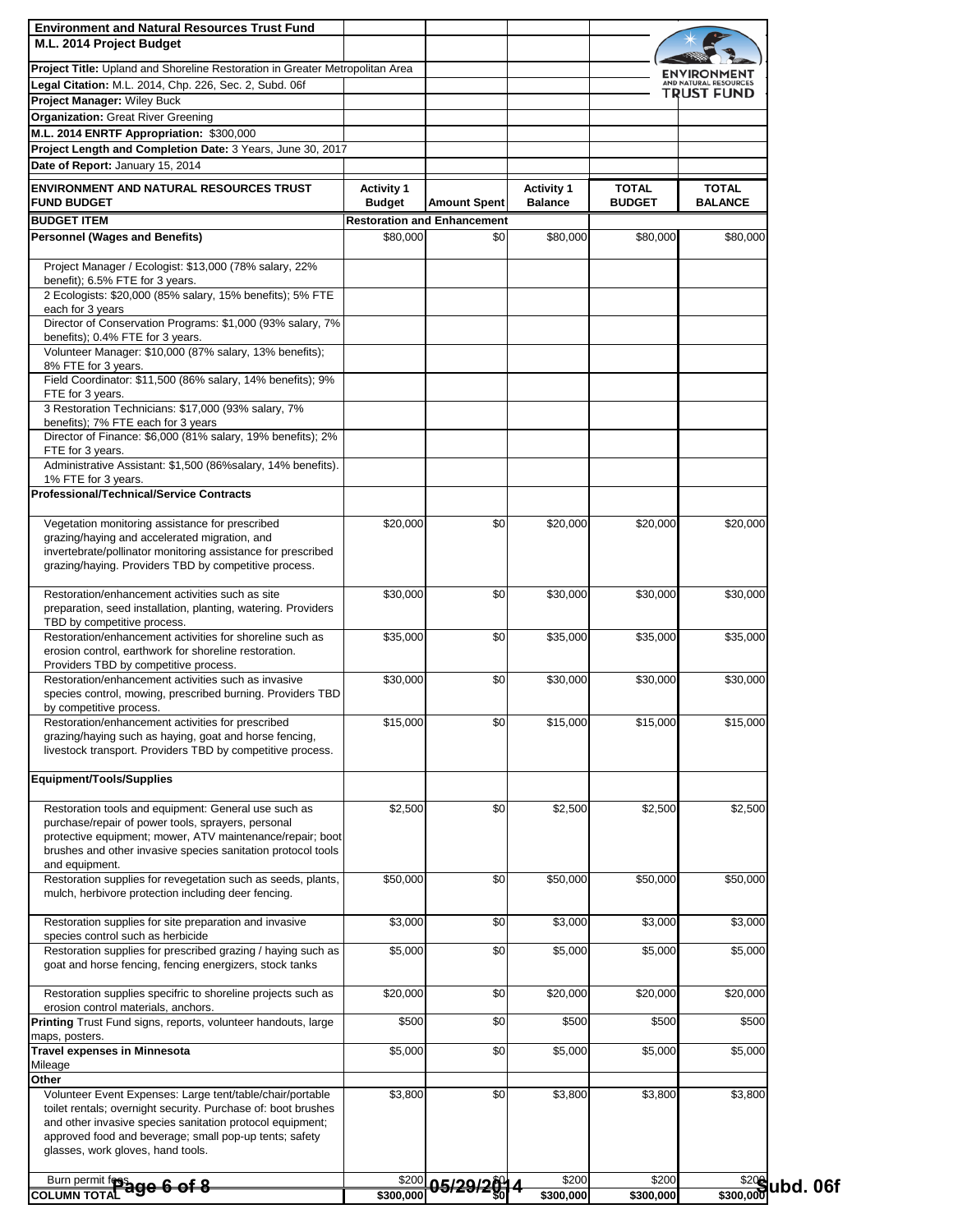**Environment and Natural Resources Trust Fund**
**M.L. 2014 Project Budget**

**Project Title:** Upland and Shoreline Restoration in Greater Metropolitan Area
**Legal Citation:** M.L. 2014, Chp. 226, Sec. 2, Subd. 06f
**Project Manager:** Wiley Buck
**Organization:** Great River Greening
**M.L. 2014 ENRTF Appropriation:** $300,000
**Project Length and Completion Date:** 3 Years, June 30, 2017
**Date of Report:** January 15, 2014

| ENVIRONMENT AND NATURAL RESOURCES TRUST FUND BUDGET | Activity 1 Budget | Amount Spent | Activity 1 Balance | TOTAL BUDGET | TOTAL BALANCE |
|---|---|---|---|---|---|
| **BUDGET ITEM** | **Restoration and Enhancement** | | | | |
| **Personnel (Wages and Benefits)** | $80,000 | $0 | $80,000 | $80,000 | $80,000 |
| Project Manager / Ecologist: $13,000 (78% salary, 22% benefit); 6.5% FTE for 3 years. | | | | | |
| 2 Ecologists: $20,000 (85% salary, 15% benefits); 5% FTE each for 3 years | | | | | |
| Director of Conservation Programs: $1,000 (93% salary, 7% benefits); 0.4% FTE for 3 years. | | | | | |
| Volunteer Manager: $10,000 (87% salary, 13% benefits); 8% FTE for 3 years. | | | | | |
| Field Coordinator: $11,500 (86% salary, 14% benefits); 9% FTE for 3 years. | | | | | |
| 3 Restoration Technicians: $17,000 (93% salary, 7% benefits); 7% FTE each for 3 years | | | | | |
| Director of Finance: $6,000 (81% salary, 19% benefits); 2% FTE for 3 years. | | | | | |
| Administrative Assistant: $1,500 (86%salary, 14% benefits). 1% FTE for 3 years. | | | | | |
| **Professional/Technical/Service Contracts** | | | | | |
| Vegetation monitoring assistance for prescribed grazing/haying and accelerated migration, and invertebrate/pollinator monitoring assistance for prescribed grazing/haying. Providers TBD by competitive process. | $20,000 | $0 | $20,000 | $20,000 | $20,000 |
| Restoration/enhancement activities such as site preparation, seed installation, planting, watering. Providers TBD by competitive process. | $30,000 | $0 | $30,000 | $30,000 | $30,000 |
| Restoration/enhancement activities for shoreline such as erosion control, earthwork for shoreline restoration. Providers TBD by competitive process. | $35,000 | $0 | $35,000 | $35,000 | $35,000 |
| Restoration/enhancement activities such as invasive species control, mowing, prescribed burning. Providers TBD by competitive process. | $30,000 | $0 | $30,000 | $30,000 | $30,000 |
| Restoration/enhancement activities for prescribed grazing/haying such as haying, goat and horse fencing, livestock transport. Providers TBD by competitive process. | $15,000 | $0 | $15,000 | $15,000 | $15,000 |
| **Equipment/Tools/Supplies** | | | | | |
| Restoration tools and equipment: General use such as purchase/repair of power tools, sprayers, personal protective equipment; mower, ATV maintenance/repair; boot brushes and other invasive species sanitation protocol tools and equipment. | $2,500 | $0 | $2,500 | $2,500 | $2,500 |
| Restoration supplies for revegetation such as seeds, plants, mulch, herbivore protection including deer fencing. | $50,000 | $0 | $50,000 | $50,000 | $50,000 |
| Restoration supplies for site preparation and invasive species control such as herbicide | $3,000 | $0 | $3,000 | $3,000 | $3,000 |
| Restoration supplies for prescribed grazing / haying such as goat and horse fencing, fencing energizers, stock tanks | $5,000 | $0 | $5,000 | $5,000 | $5,000 |
| Restoration supplies specifric to shoreline projects such as erosion control materials, anchors. | $20,000 | $0 | $20,000 | $20,000 | $20,000 |
| **Printing** Trust Fund signs, reports, volunteer handouts, large maps, posters. | $500 | $0 | $500 | $500 | $500 |
| **Travel expenses in Minnesota** Mileage | $5,000 | $0 | $5,000 | $5,000 | $5,000 |
| **Other** | | | | | |
| Volunteer Event Expenses: Large tent/table/chair/portable toilet rentals; overnight security. Purchase of: boot brushes and other invasive species sanitation protocol equipment; approved food and beverage; small pop-up tents; safety glasses, work gloves, hand tools. | $3,800 | $0 | $3,800 | $3,800 | $3,800 |
| Burn permit fees | $200 | $0 | $200 | $200 | $200 |
| **COLUMN TOTAL** | **$300,000** | **$0** | **$300,000** | **$300,000** | **$300,000** |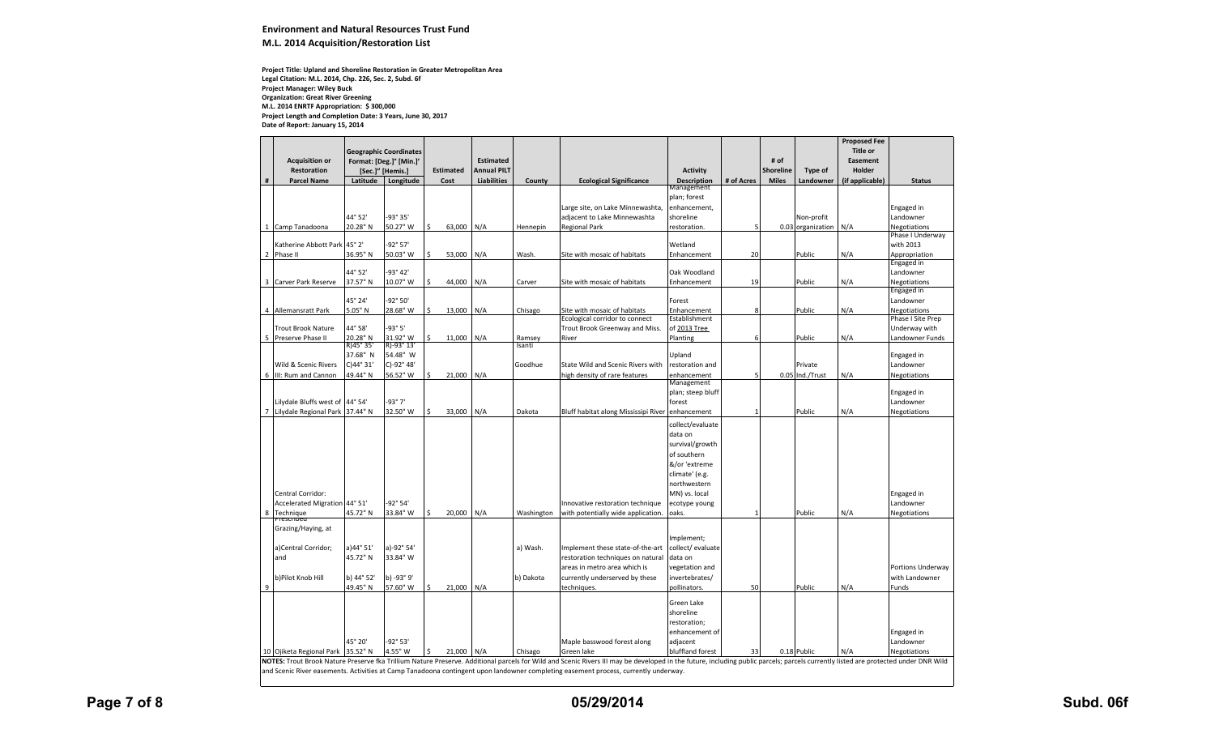**Environment and Natural Resources Trust Fund**
**M.L. 2014 Acquisition/Restoration List**

**Project Title: Upland and Shoreline Restoration in Greater Metropolitan Area**
**Legal Citation: M.L. 2014, Chp. 226, Sec. 2, Subd. 6f**
**Project Manager: Wiley Buck**
**Organization: Great River Greening**
**M.L. 2014 ENRTF Appropriation: $ 300,000**
**Project Length and Completion Date: 3 Years, June 30, 2017**
**Date of Report: January 15, 2014**

| # | Acquisition or Restoration Parcel Name | Geographic Coordinates Format: [Deg.]° [Min.]' [Sec.]" [Hemis.] Latitude | Longitude | Estimated Cost | Estimated Annual PILT Liabilities | County | Ecological Significance | Activity Description | # of Acres | # of Shoreline Miles | Type of Landowner | Proposed Fee Title or Easement Holder (if applicable) | Status |
|---|---|---|---|---|---|---|---|---|---|---|---|---|---|
| 1 | Camp Tanadoona | 44° 52' 20.28" N | -93° 35' 50.27" W | $ 63,000 | N/A | Hennepin | Large site, on Lake Minnewashta, adjacent to Lake Minnewashta Regional Park | Management plan; forest enhancement, shoreline restoration. | 5 | 0.03 | Non-profit organization | N/A | Engaged in Landowner Negotiations |
| 2 | Katherine Abbott Park Phase II | 45° 2' 36.95" N | -92° 57' 50.03" W | $ 53,000 | N/A | Wash. | Site with mosaic of habitats | Wetland Enhancement | 20 | | Public | N/A | Phase I Underway with 2013 Appropriation |
| 3 | Carver Park Reserve | 44° 52' 37.57" N | -93° 42' 10.07" W | $ 44,000 | N/A | Carver | Site with mosaic of habitats | Oak Woodland Enhancement | 19 | | Public | N/A | Engaged in Landowner Negotiations |
| 4 | Allemansratt Park | 45° 24' 5.05" N | -92° 50' 28.68" W | $ 13,000 | N/A | Chisago | Site with mosaic of habitats | Forest Enhancement | 8 | | Public | N/A | Engaged in Landowner Negotiations |
| 5 | Trout Brook Nature Preserve Phase II | 44° 58' 20.28" N | -93° 5' 31.92" W | $ 11,000 | N/A | Ramsey | Ecological corridor to connect Trout Brook Greenway and Miss. River | Establishment of 2013 Tree Planting | 6 | | Public | N/A | Phase I Site Prep Underway with Landowner Funds |
| 6 | Wild & Scenic Rivers III: Rum and Cannon | R)45° 35' 37.68" N C)44° 31' 49.44" N | R)-93° 13' 54.48" W C)-92° 48' 56.52" W | $ 21,000 | N/A | Isanti Goodhue | State Wild and Scenic Rivers with high density of rare features | Upland restoration and enhancement | 5 | 0.05 | Private Ind./Trust | N/A | Engaged in Landowner Negotiations |
| 7 | Lilydale Bluffs west of Lilydale Regional Park | 44° 54' 37.44" N | -93° 7' 32.50" W | $ 33,000 | N/A | Dakota | Bluff habitat along Mississipi River | Management plan; steep bluff forest enhancement | 1 | | Public | N/A | Engaged in Landowner Negotiations |
| 8 | Central Corridor: Accelerated Migration Technique | 44° 51' 45.72" N | -92° 54' 33.84" W | $ 20,000 | N/A | Washington | Innovative restoration technique with potentially wide application. | collect/evaluate data on survival/growth of southern &/or 'extreme climate' (e.g. northwestern MN) vs. local ecotype young oaks. | 1 | | Public | N/A | Engaged in Landowner Negotiations |
| 9 | Prescribed Grazing/Haying, at a)Central Corridor; and b)Pilot Knob Hill | a)44° 51' 45.72" N b) 44° 52' 49.45" N | a)-92° 54' 33.84" W b) -93° 9' 57.60" W | $ 21,000 | N/A | a) Wash. b) Dakota | Implement these state-of-the-art restoration techniques on natural areas in metro area which is currently underserved by these techniques. | Implement; collect/ evaluate data on vegetation and invertebrates/ pollinators. | 50 | | Public | N/A | Portions Underway with Landowner Funds |
| 10 | Ojiketa Regional Park | 45° 20' 35.52" N | -92° 53' 4.55" W | $ 21,000 | N/A | Chisago | Maple basswood forest along Green lake | Green Lake shoreline restoration; enhancement of adjacent bluffland forest | 33 | 0.18 | Public | N/A | Engaged in Landowner Negotiations |

**NOTES:** Trout Brook Nature Preserve fka Trillium Nature Preserve. Additional parcels for Wild and Scenic Rivers III may be developed in the future, including public parcels; parcels currently listed are protected under DNR Wild and Scenic River easements. Activities at Camp Tanadoona contingent upon landowner completing easement process, currently underway.

05/29/2014

Subd. 06f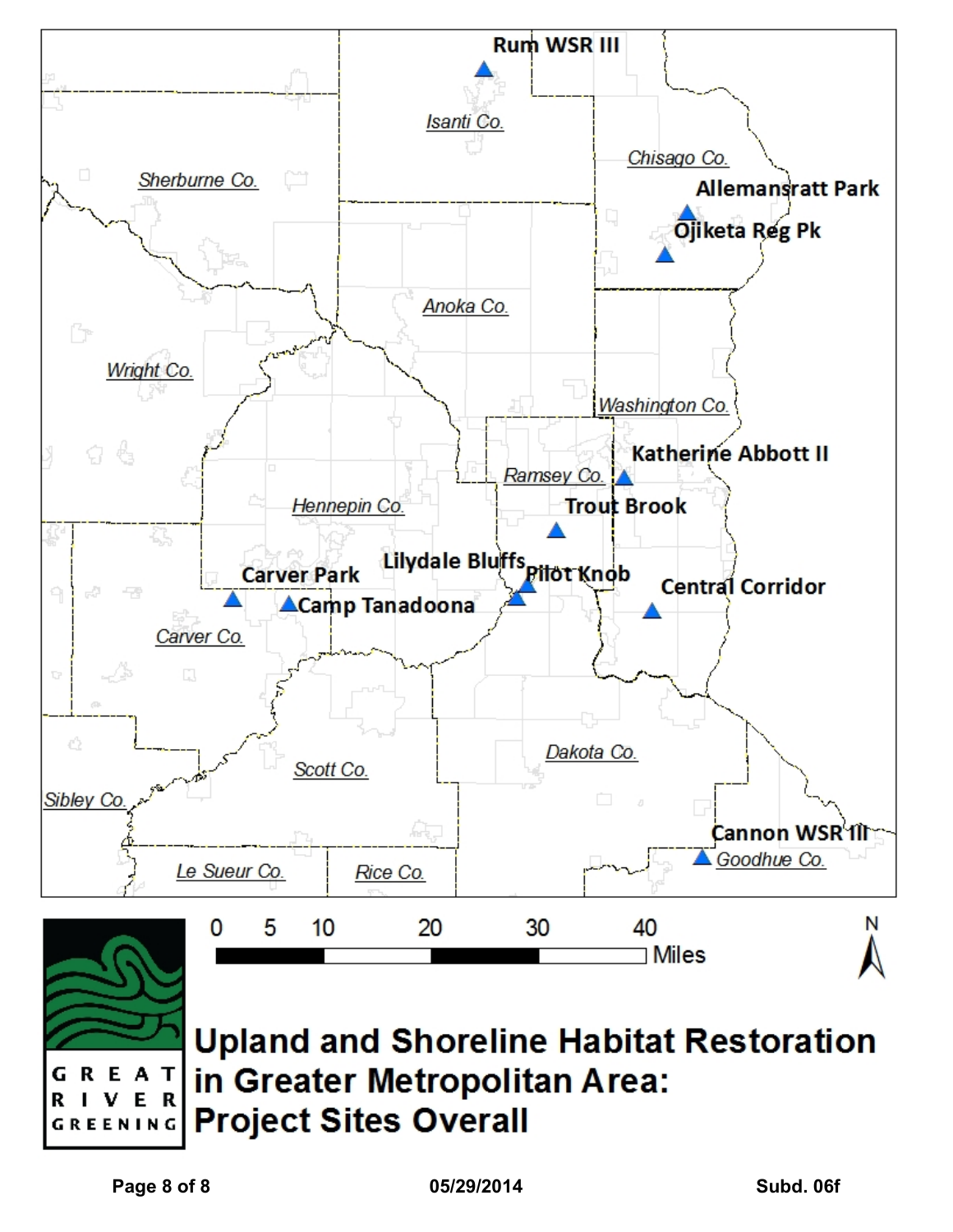Rum WSR III

Isanti Co.

Chisago Co.

Allemansratt Park

Ojiketa Reg Pk

Sherburne Co.

Anoka Co.

Wright Co.

Washington Co.

Katherine Abbott II

Ramsey Co.

Hennepin Co.

Trout Brook

Lilydale Bluffs

Pilot Knob

Carver Park

Camp Tanadoona

Central Corridor

Carver Co.

Dakota Co.

Scott Co.

Sibley Co.

Cannon WSR III

Goodhue Co.

Le Sueur Co.

Rice Co.

0 5 10 20 30 40 Miles

N

GREAT RIVER GREENING

# Upland and Shoreline Habitat Restoration in Greater Metropolitan Area: Project Sites Overall

05/29/2014

Subd. 06f